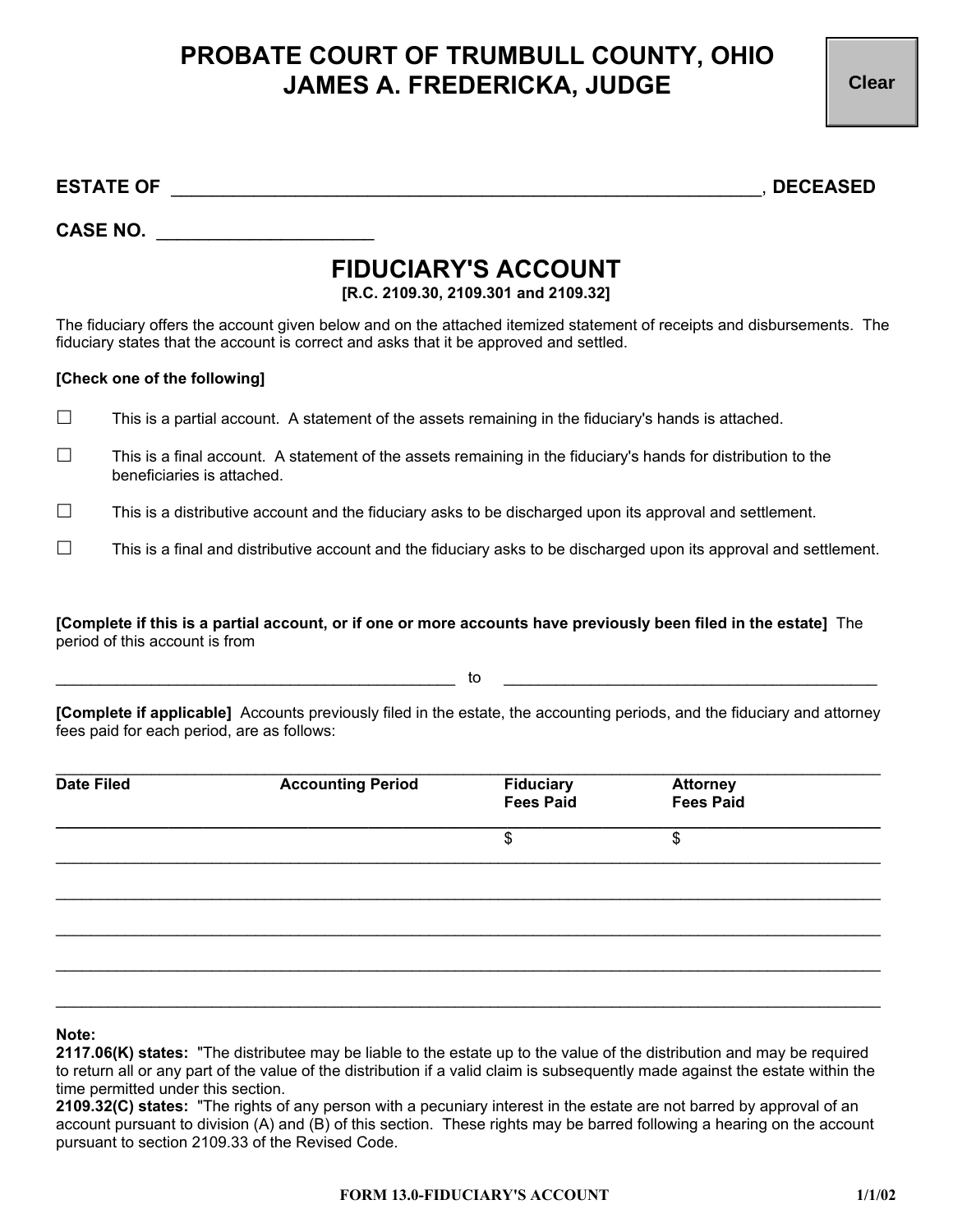# PROBATE COURT OF TRUMBULL COUNTY, OHIO
# JAMES A. FREDERICKA, JUDGE

**ESTATE OF** \_\_\_\_\_\_\_\_\_\_\_\_\_\_\_\_\_\_\_\_\_\_\_\_\_\_\_\_\_\_\_\_\_\_\_\_\_\_\_\_\_\_\_\_\_\_\_\_\_\_\_\_\_\_\_\_\_\_\_\_, **DECEASED**

**CASE NO.** \_\_\_\_\_\_\_\_\_\_\_\_\_\_\_\_\_\_\_\_\_\_

## FIDUCIARY'S ACCOUNT

**[R.C. 2109.30, 2109.301 and 2109.32]**

The fiduciary offers the account given below and on the attached itemized statement of receipts and disbursements. The fiduciary states that the account is correct and asks that it be approved and settled.

**[Check one of the following]**

☐ This is a partial account. A statement of the assets remaining in the fiduciary's hands is attached.

☐ This is a final account. A statement of the assets remaining in the fiduciary's hands for distribution to the beneficiaries is attached.

☐ This is a distributive account and the fiduciary asks to be discharged upon its approval and settlement.

☐ This is a final and distributive account and the fiduciary asks to be discharged upon its approval and settlement.

**[Complete if this is a partial account, or if one or more accounts have previously been filed in the estate]** The period of this account is from

\_\_\_\_\_\_\_\_\_\_\_\_\_\_\_\_\_\_\_\_\_\_\_\_\_\_\_\_\_\_\_\_\_\_\_\_\_\_\_\_\_\_\_\_ to \_\_\_\_\_\_\_\_\_\_\_\_\_\_\_\_\_\_\_\_\_\_\_\_\_\_\_\_\_\_\_\_\_\_\_\_\_\_\_\_\_\_\_\_

**[Complete if applicable]** Accounts previously filed in the estate, the accounting periods, and the fiduciary and attorney fees paid for each period, are as follows:

| Date Filed | Accounting Period | Fiduciary Fees Paid | Attorney Fees Paid |
|---|---|---|---|
| | | $ | $ |
| | | | |
| | | | |
| | | | |
| | | | |

**Note:**
**2117.06(K) states:** "The distributee may be liable to the estate up to the value of the distribution and may be required to return all or any part of the value of the distribution if a valid claim is subsequently made against the estate within the time permitted under this section.
**2109.32(C) states:** "The rights of any person with a pecuniary interest in the estate are not barred by approval of an account pursuant to division (A) and (B) of this section. These rights may be barred following a hearing on the account pursuant to section 2109.33 of the Revised Code.

FORM 13.0-FIDUCIARY'S ACCOUNT 1/1/02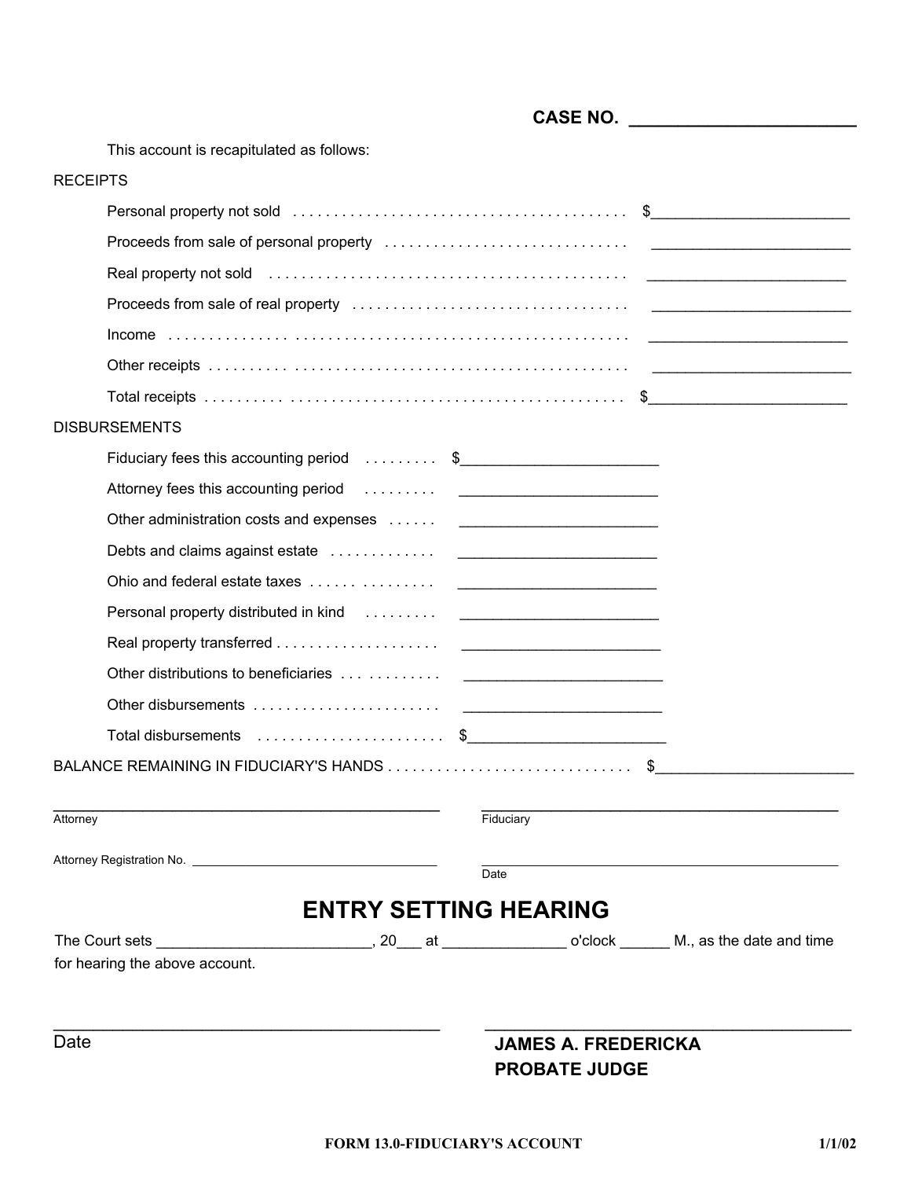**CASE NO. _______________________**

This account is recapitulated as follows:

RECEIPTS

| | | |
|---|---|---|
| Personal property not sold | | $_______________________ |
| Proceeds from sale of personal property | | _______________________ |
| Real property not sold | | _______________________ |
| Proceeds from sale of real property | | _______________________ |
| Income | | _______________________ |
| Other receipts | | _______________________ |
| Total receipts | | $_______________________ |

DISBURSEMENTS

| | | |
|---|---|---|
| Fiduciary fees this accounting period | $_______________________ | |
| Attorney fees this accounting period | _______________________ | |
| Other administration costs and expenses | _______________________ | |
| Debts and claims against estate | _______________________ | |
| Ohio and federal estate taxes | _______________________ | |
| Personal property distributed in kind | _______________________ | |
| Real property transferred | _______________________ | |
| Other distributions to beneficiaries | _______________________ | |
| Other disbursements | _______________________ | |
| Total disbursements | $_______________________ | |

BALANCE REMAINING IN FIDUCIARY'S HANDS . . . . . . . . . . . . . . . . . . . . . . . . . . . . . $_______________________

_____________________________________________ _____________________________________________

Attorney Fiduciary

Attorney Registration No. ___________________________________ _____________________________________________

Date

# ENTRY SETTING HEARING

The Court sets _________________________, 20___ at ______________ o'clock ______ M., as the date and time for hearing the above account.

_____________________________________________ _____________________________________________

Date **JAMES A. FREDERICKA**
**PROBATE JUDGE**

**FORM 13.0-FIDUCIARY'S ACCOUNT** **1/1/02**